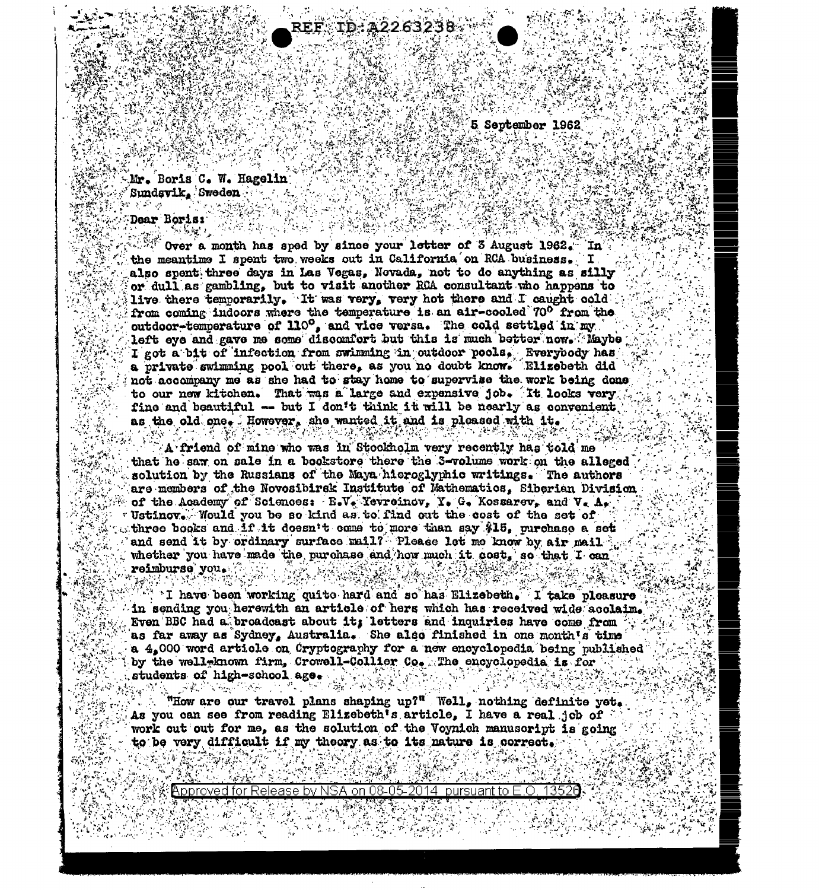5 September 1962

Mr. Boris C. W. Hagelin
Sundsvik, Sweden

Dear Boris:

Over a month has sped by since your letter of 3 August 1962. In the meantime I spent two weeks out in California on RCA business. I also spent three days in Las Vegas, Nevada, not to do anything as silly or dull as gambling, but to visit another RCA consultant who happens to live there temporarily. It was very, very hot there and I caught cold from coming indoors where the temperature is an air-cooled 70° from the outdoor-temperature of 110°, and vice versa. The cold settled in my left eye and gave me some discomfort but this is much better now. Maybe I got a bit of infection from swimming in outdoor pools. Everybody has a private swimming pool out there, as you no doubt know. Elizebeth did not accompany me as she had to stay home to supervise the work being done to our new kitchen. That was a large and expensive job. It looks very fine and beautiful -- but I don't think it will be nearly as convenient as the old one. However, she wanted it and is pleased with it.

A friend of mine who was in Stockholm very recently has told me that he saw on sale in a bookstore there the 3-volume work on the alleged solution by the Russians of the Maya hieroglyphic writings. The authors are members of the Novosibirsk Institute of Mathematics, Siberian Division of the Academy of Sciences: E.V. Yevreinov, Y. G. Kossarev, and V. A. Ustinov. Would you be so kind as to find out the cost of the set of three books and if it doesn't come to more than say $15, purchase a set and send it by ordinary surface mail? Please let me know by air mail whether you have made the purchase and how much it cost, so that I can reimburse you.

I have been working quite hard and so has Elizebeth. I take pleasure in sending you herewith an article of hers which has received wide acclaim. Even BBC had a broadcast about it; letters and inquiries have come from as far away as Sydney, Australia. She also finished in one month's time a 4,000 word article on Cryptography for a new encyclopedia being published by the well-known firm, Crowell-Collier Co. The encyclopedia is for students of high-school age.

"How are our travel plans shaping up?" Well, nothing definite yet. As you can see from reading Elizebeth's article, I have a real job of work cut out for me, as the solution of the Voynich manuscript is going to be very difficult if my theory as to its nature is correct.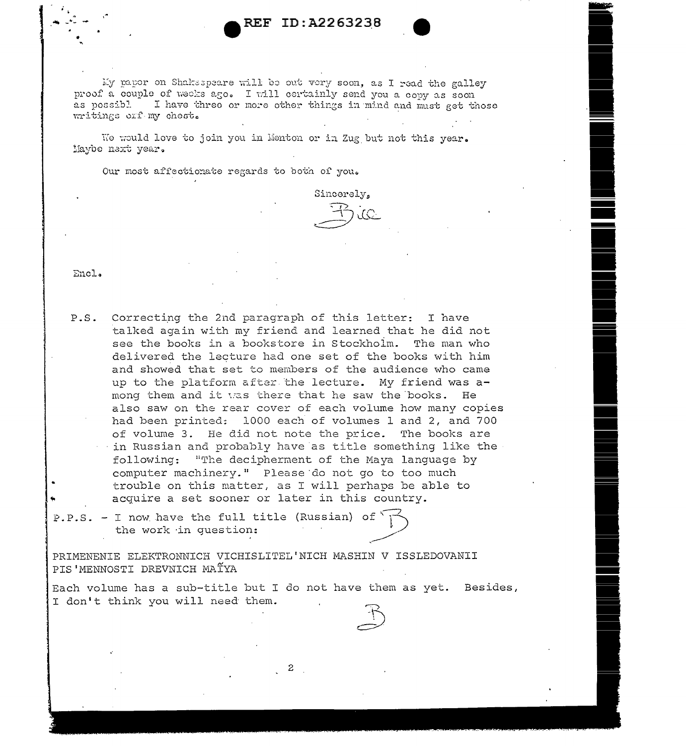My paper on Shakespeare will be out very soon, as I read the galley proof a couple of weeks ago. I will certainly send you a copy as soon as possibl I have three or more other things in mind and must get those writings off my chest.

We would love to join you in Menton or in Zug but not this year. Maybe next year.

Our most affectionate regards to both of you.

Sincerely,

Bill

Encl.

P.S. Correcting the 2nd paragraph of this letter: I have talked again with my friend and learned that he did not see the books in a bookstore in Stockholm. The man who delivered the lecture had one set of the books with him and showed that set to members of the audience who came up to the platform after the lecture. My friend was among them and it was there that he saw the books. He also saw on the rear cover of each volume how many copies had been printed: 1000 each of volumes 1 and 2, and 700 of volume 3. He did not note the price. The books are in Russian and probably have as title something like the following: "The decipherment of the Maya language by computer machinery." Please do not go to too much trouble on this matter, as I will perhaps be able to acquire a set sooner or later in this country.

B

P.P.S. - I now have the full title (Russian) of the work in question:

PRIMENENIE ELEKTRONNICH VICHISLITEL'NICH MASHIN V ISSLEDOVANII PIS'MENNOSTI DREVNICH MAĬYA

Each volume has a sub-title but I do not have them as yet. Besides, I don't think you will need them.

B